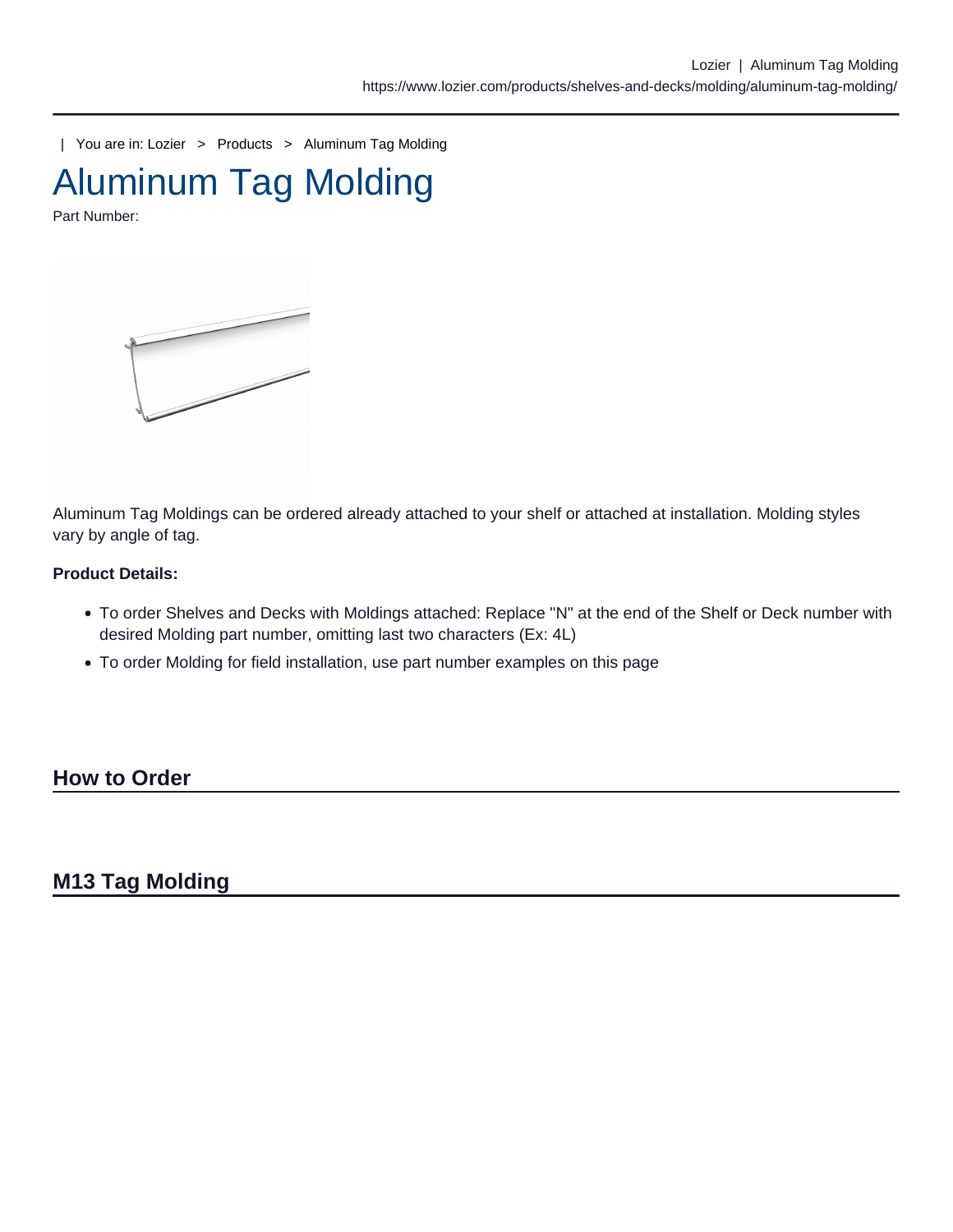| You are in: Lozier > Products > Aluminum Tag Molding

# Aluminum Tag Molding

Part Number:

Aluminum Tag Moldings can be ordered already attached to your shelf or attached at installation. Molding styles vary by angle of tag.

**Product Details:**

- To order Shelves and Decks with Moldings attached: Replace "N" at the end of the Shelf or Deck number with desired Molding part number, omitting last two characters (Ex: 4L)
- To order Molding for field installation, use part number examples on this page

## How to Order

## M13 Tag Molding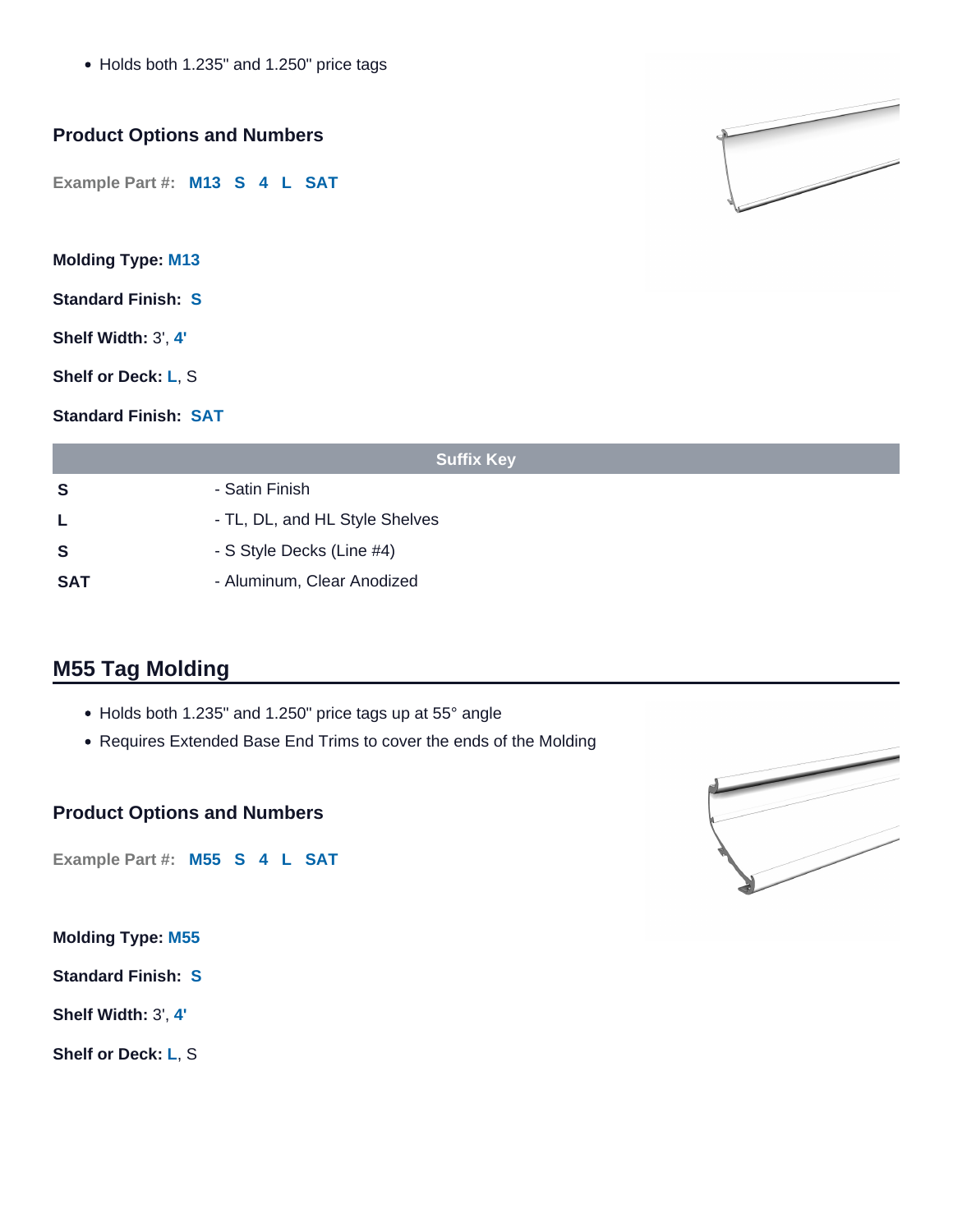- Holds both 1.235" and 1.250" price tags

### Product Options and Numbers

**Example Part #:** **M13 S 4 L SAT**

**Molding Type:** **M13**

**Standard Finish:** **S**

**Shelf Width:** 3', **4'**

**Shelf or Deck:** **L**, S

**Standard Finish:** **SAT**

| Suffix Key | |
|---|---|
| **S** | - Satin Finish |
| **L** | - TL, DL, and HL Style Shelves |
| **S** | - S Style Decks (Line #4) |
| **SAT** | - Aluminum, Clear Anodized |

## M55 Tag Molding

- Holds both 1.235" and 1.250" price tags up at 55° angle
- Requires Extended Base End Trims to cover the ends of the Molding

### Product Options and Numbers

**Example Part #:** **M55 S 4 L SAT**

**Molding Type:** **M55**

**Standard Finish:** **S**

**Shelf Width:** 3', **4'**

**Shelf or Deck:** **L**, S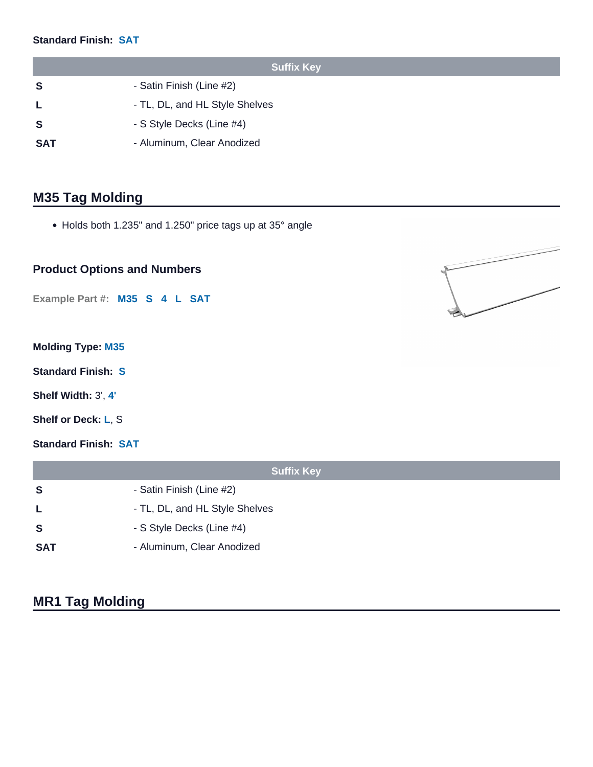**Standard Finish:** **SAT**

| Suffix Key | |
| --- | --- |
| **S** | - Satin Finish (Line #2) |
| **L** | - TL, DL, and HL Style Shelves |
| **S** | - S Style Decks (Line #4) |
| **SAT** | - Aluminum, Clear Anodized |

## M35 Tag Molding

- Holds both 1.235" and 1.250" price tags up at 35° angle

### Product Options and Numbers

**Example Part #:** **M35 S 4 L SAT**

**Molding Type:** **M35**

**Standard Finish:** **S**

**Shelf Width:** 3', **4'**

**Shelf or Deck:** **L**, S

**Standard Finish:** **SAT**

| Suffix Key | |
| --- | --- |
| **S** | - Satin Finish (Line #2) |
| **L** | - TL, DL, and HL Style Shelves |
| **S** | - S Style Decks (Line #4) |
| **SAT** | - Aluminum, Clear Anodized |

## MR1 Tag Molding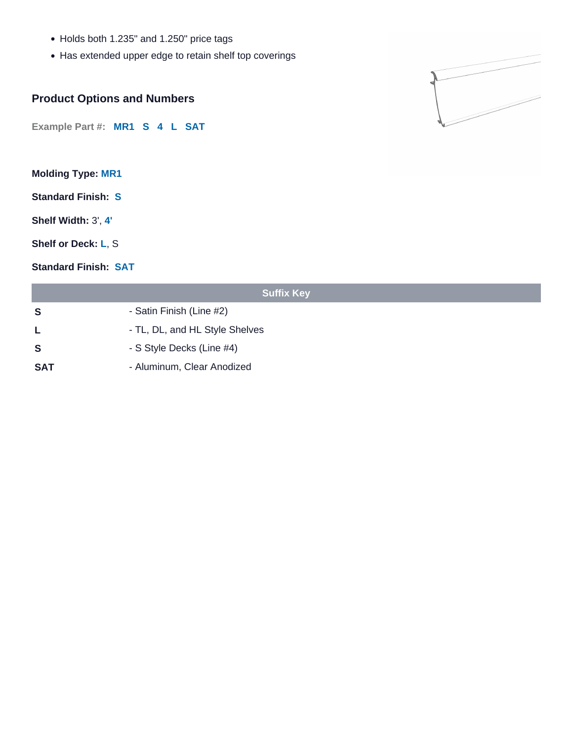- Holds both 1.235" and 1.250" price tags
- Has extended upper edge to retain shelf top coverings

## Product Options and Numbers

**Example Part #:** **MR1 S 4 L SAT**

**Molding Type:** **MR1**

**Standard Finish:** **S**

**Shelf Width:** 3', **4'**

**Shelf or Deck:** **L**, S

**Standard Finish:** **SAT**

| Suffix Key | |
|---|---|
| **S** | - Satin Finish (Line #2) |
| **L** | - TL, DL, and HL Style Shelves |
| **S** | - S Style Decks (Line #4) |
| **SAT** | - Aluminum, Clear Anodized |